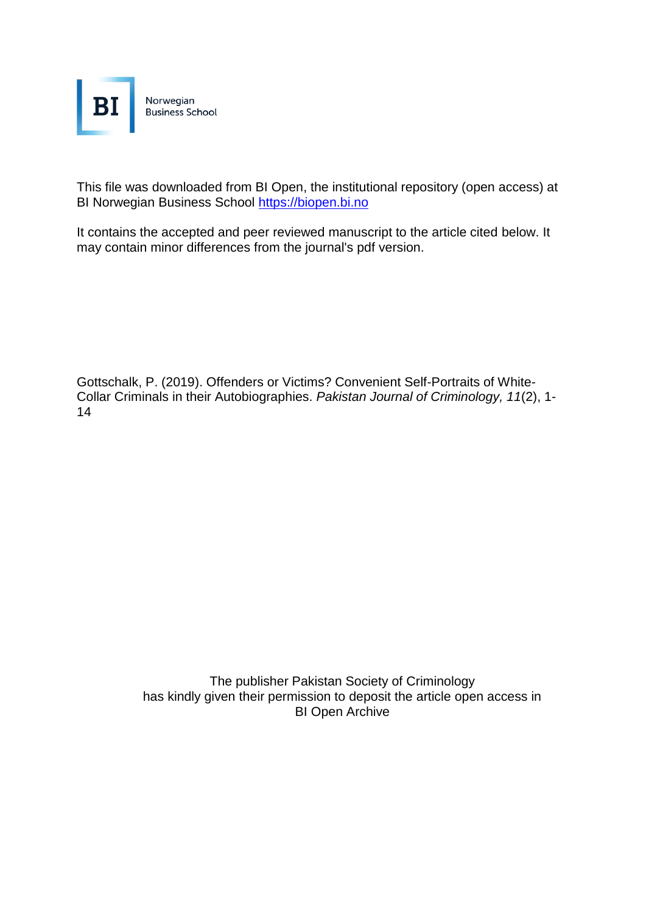Norwegian Business School

This file was downloaded from BI Open, the institutional repository (open access) at BI Norwegian Business School https://biopen.bi.no

It contains the accepted and peer reviewed manuscript to the article cited below. It may contain minor differences from the journal's pdf version.

Gottschalk, P. (2019). Offenders or Victims? Convenient Self-Portraits of White-Collar Criminals in their Autobiographies. *Pakistan Journal of Criminology, 11*(2), 1-14

The publisher Pakistan Society of Criminology has kindly given their permission to deposit the article open access in BI Open Archive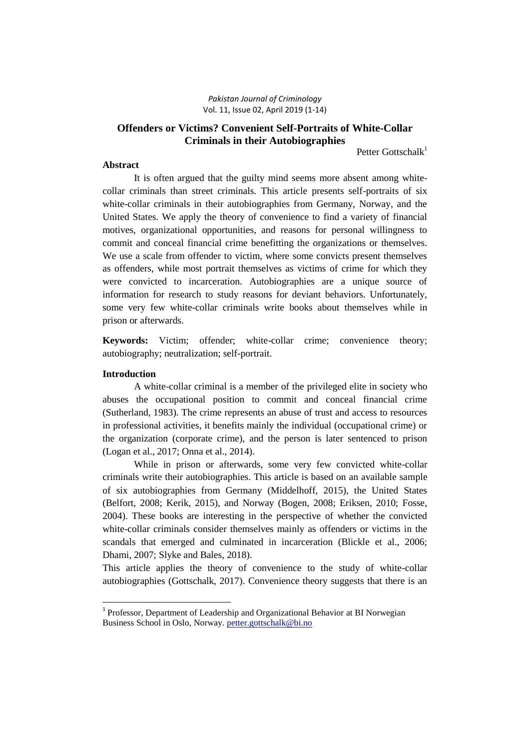# Offenders or Victims? Convenient Self-Portraits of White-Collar Criminals in their Autobiographies

Petter Gottschalk[1]

## Abstract

It is often argued that the guilty mind seems more absent among white-collar criminals than street criminals. This article presents self-portraits of six white-collar criminals in their autobiographies from Germany, Norway, and the United States. We apply the theory of convenience to find a variety of financial motives, organizational opportunities, and reasons for personal willingness to commit and conceal financial crime benefitting the organizations or themselves. We use a scale from offender to victim, where some convicts present themselves as offenders, while most portrait themselves as victims of crime for which they were convicted to incarceration. Autobiographies are a unique source of information for research to study reasons for deviant behaviors. Unfortunately, some very few white-collar criminals write books about themselves while in prison or afterwards.

**Keywords:** Victim; offender; white-collar crime; convenience theory; autobiography; neutralization; self-portrait.

## Introduction

A white-collar criminal is a member of the privileged elite in society who abuses the occupational position to commit and conceal financial crime (Sutherland, 1983). The crime represents an abuse of trust and access to resources in professional activities, it benefits mainly the individual (occupational crime) or the organization (corporate crime), and the person is later sentenced to prison (Logan et al., 2017; Onna et al., 2014).

While in prison or afterwards, some very few convicted white-collar criminals write their autobiographies. This article is based on an available sample of six autobiographies from Germany (Middelhoff, 2015), the United States (Belfort, 2008; Kerik, 2015), and Norway (Bogen, 2008; Eriksen, 2010; Fosse, 2004). These books are interesting in the perspective of whether the convicted white-collar criminals consider themselves mainly as offenders or victims in the scandals that emerged and culminated in incarceration (Blickle et al., 2006; Dhami, 2007; Slyke and Bales, 2018).

This article applies the theory of convenience to the study of white-collar autobiographies (Gottschalk, 2017). Convenience theory suggests that there is an

[1] Professor, Department of Leadership and Organizational Behavior at BI Norwegian Business School in Oslo, Norway. petter.gottschalk@bi.no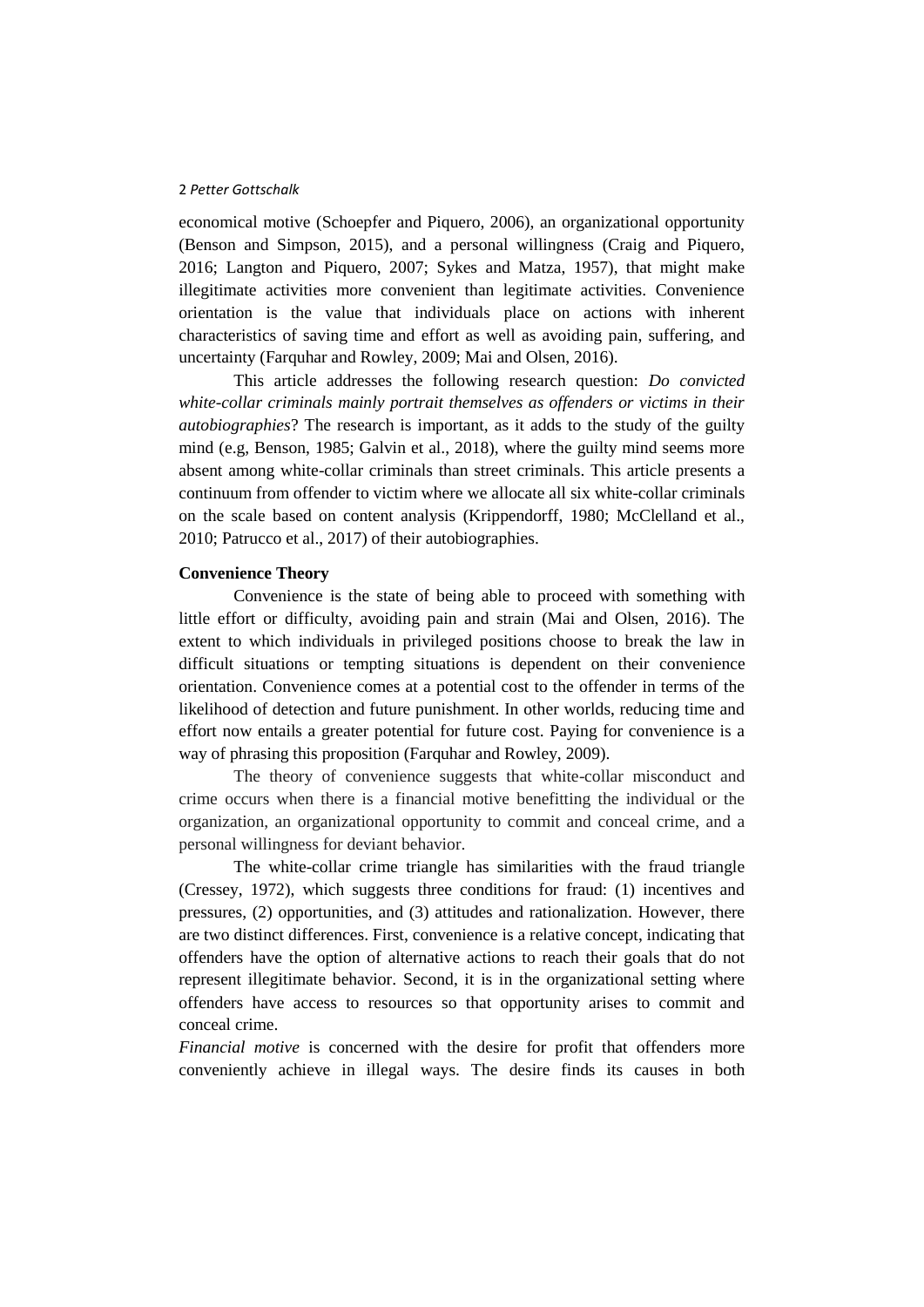economical motive (Schoepfer and Piquero, 2006), an organizational opportunity (Benson and Simpson, 2015), and a personal willingness (Craig and Piquero, 2016; Langton and Piquero, 2007; Sykes and Matza, 1957), that might make illegitimate activities more convenient than legitimate activities. Convenience orientation is the value that individuals place on actions with inherent characteristics of saving time and effort as well as avoiding pain, suffering, and uncertainty (Farquhar and Rowley, 2009; Mai and Olsen, 2016).

This article addresses the following research question: *Do convicted white-collar criminals mainly portrait themselves as offenders or victims in their autobiographies*? The research is important, as it adds to the study of the guilty mind (e.g, Benson, 1985; Galvin et al., 2018), where the guilty mind seems more absent among white-collar criminals than street criminals. This article presents a continuum from offender to victim where we allocate all six white-collar criminals on the scale based on content analysis (Krippendorff, 1980; McClelland et al., 2010; Patrucco et al., 2017) of their autobiographies.

**Convenience Theory**

Convenience is the state of being able to proceed with something with little effort or difficulty, avoiding pain and strain (Mai and Olsen, 2016). The extent to which individuals in privileged positions choose to break the law in difficult situations or tempting situations is dependent on their convenience orientation. Convenience comes at a potential cost to the offender in terms of the likelihood of detection and future punishment. In other worlds, reducing time and effort now entails a greater potential for future cost. Paying for convenience is a way of phrasing this proposition (Farquhar and Rowley, 2009).

The theory of convenience suggests that white-collar misconduct and crime occurs when there is a financial motive benefitting the individual or the organization, an organizational opportunity to commit and conceal crime, and a personal willingness for deviant behavior.

The white-collar crime triangle has similarities with the fraud triangle (Cressey, 1972), which suggests three conditions for fraud: (1) incentives and pressures, (2) opportunities, and (3) attitudes and rationalization. However, there are two distinct differences. First, convenience is a relative concept, indicating that offenders have the option of alternative actions to reach their goals that do not represent illegitimate behavior. Second, it is in the organizational setting where offenders have access to resources so that opportunity arises to commit and conceal crime.

*Financial motive* is concerned with the desire for profit that offenders more conveniently achieve in illegal ways. The desire finds its causes in both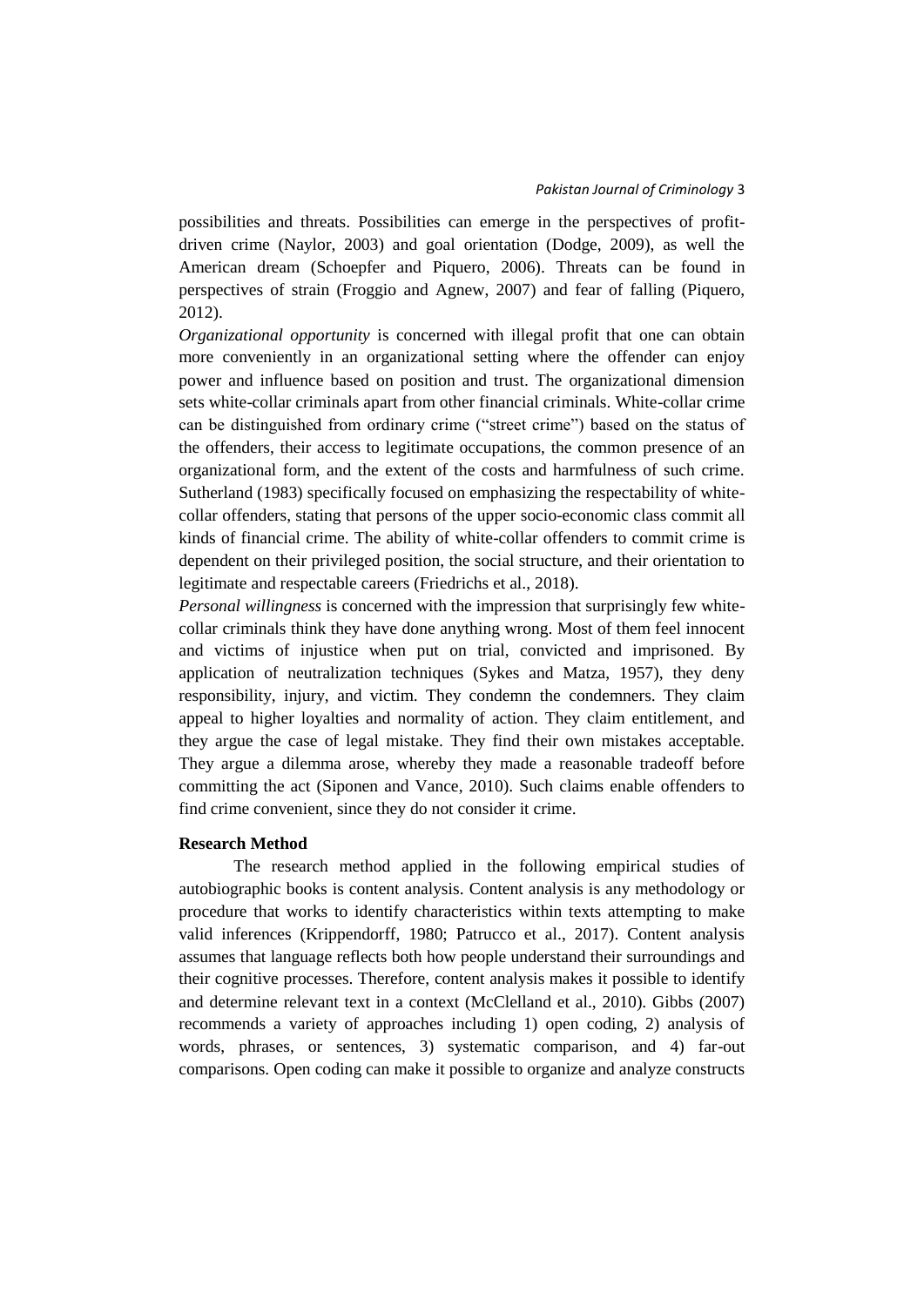possibilities and threats. Possibilities can emerge in the perspectives of profit-driven crime (Naylor, 2003) and goal orientation (Dodge, 2009), as well the American dream (Schoepfer and Piquero, 2006). Threats can be found in perspectives of strain (Froggio and Agnew, 2007) and fear of falling (Piquero, 2012).

*Organizational opportunity* is concerned with illegal profit that one can obtain more conveniently in an organizational setting where the offender can enjoy power and influence based on position and trust. The organizational dimension sets white-collar criminals apart from other financial criminals. White-collar crime can be distinguished from ordinary crime ("street crime") based on the status of the offenders, their access to legitimate occupations, the common presence of an organizational form, and the extent of the costs and harmfulness of such crime. Sutherland (1983) specifically focused on emphasizing the respectability of white-collar offenders, stating that persons of the upper socio-economic class commit all kinds of financial crime. The ability of white-collar offenders to commit crime is dependent on their privileged position, the social structure, and their orientation to legitimate and respectable careers (Friedrichs et al., 2018).

*Personal willingness* is concerned with the impression that surprisingly few white-collar criminals think they have done anything wrong. Most of them feel innocent and victims of injustice when put on trial, convicted and imprisoned. By application of neutralization techniques (Sykes and Matza, 1957), they deny responsibility, injury, and victim. They condemn the condemners. They claim appeal to higher loyalties and normality of action. They claim entitlement, and they argue the case of legal mistake. They find their own mistakes acceptable. They argue a dilemma arose, whereby they made a reasonable tradeoff before committing the act (Siponen and Vance, 2010). Such claims enable offenders to find crime convenient, since they do not consider it crime.

**Research Method**

The research method applied in the following empirical studies of autobiographic books is content analysis. Content analysis is any methodology or procedure that works to identify characteristics within texts attempting to make valid inferences (Krippendorff, 1980; Patrucco et al., 2017). Content analysis assumes that language reflects both how people understand their surroundings and their cognitive processes. Therefore, content analysis makes it possible to identify and determine relevant text in a context (McClelland et al., 2010). Gibbs (2007) recommends a variety of approaches including 1) open coding, 2) analysis of words, phrases, or sentences, 3) systematic comparison, and 4) far-out comparisons. Open coding can make it possible to organize and analyze constructs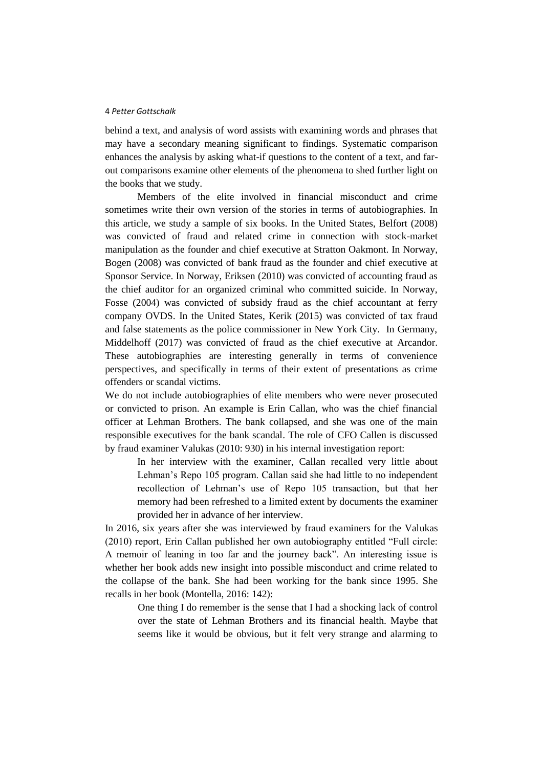behind a text, and analysis of word assists with examining words and phrases that may have a secondary meaning significant to findings. Systematic comparison enhances the analysis by asking what-if questions to the content of a text, and far-out comparisons examine other elements of the phenomena to shed further light on the books that we study.

Members of the elite involved in financial misconduct and crime sometimes write their own version of the stories in terms of autobiographies. In this article, we study a sample of six books. In the United States, Belfort (2008) was convicted of fraud and related crime in connection with stock-market manipulation as the founder and chief executive at Stratton Oakmont. In Norway, Bogen (2008) was convicted of bank fraud as the founder and chief executive at Sponsor Service. In Norway, Eriksen (2010) was convicted of accounting fraud as the chief auditor for an organized criminal who committed suicide. In Norway, Fosse (2004) was convicted of subsidy fraud as the chief accountant at ferry company OVDS. In the United States, Kerik (2015) was convicted of tax fraud and false statements as the police commissioner in New York City. In Germany, Middelhoff (2017) was convicted of fraud as the chief executive at Arcandor. These autobiographies are interesting generally in terms of convenience perspectives, and specifically in terms of their extent of presentations as crime offenders or scandal victims.

We do not include autobiographies of elite members who were never prosecuted or convicted to prison. An example is Erin Callan, who was the chief financial officer at Lehman Brothers. The bank collapsed, and she was one of the main responsible executives for the bank scandal. The role of CFO Callen is discussed by fraud examiner Valukas (2010: 930) in his internal investigation report:

> In her interview with the examiner, Callan recalled very little about Lehman's Repo 105 program. Callan said she had little to no independent recollection of Lehman's use of Repo 105 transaction, but that her memory had been refreshed to a limited extent by documents the examiner provided her in advance of her interview.

In 2016, six years after she was interviewed by fraud examiners for the Valukas (2010) report, Erin Callan published her own autobiography entitled "Full circle: A memoir of leaning in too far and the journey back". An interesting issue is whether her book adds new insight into possible misconduct and crime related to the collapse of the bank. She had been working for the bank since 1995. She recalls in her book (Montella, 2016: 142):

> One thing I do remember is the sense that I had a shocking lack of control over the state of Lehman Brothers and its financial health. Maybe that seems like it would be obvious, but it felt very strange and alarming to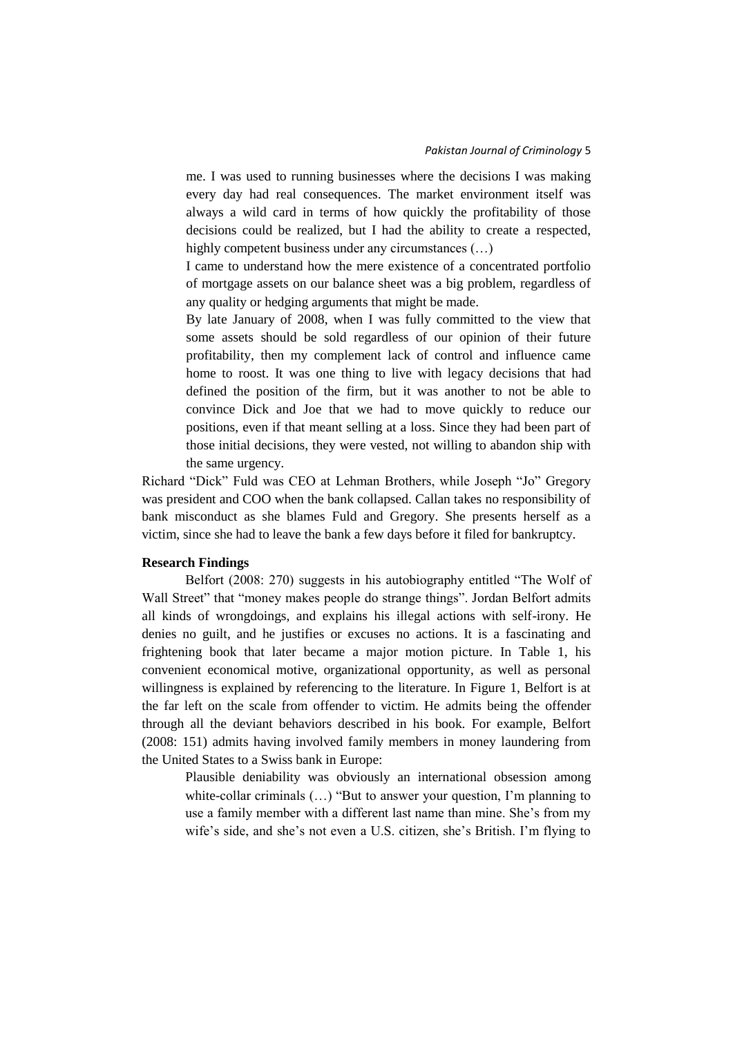> me. I was used to running businesses where the decisions I was making every day had real consequences. The market environment itself was always a wild card in terms of how quickly the profitability of those decisions could be realized, but I had the ability to create a respected, highly competent business under any circumstances (…)
>
> I came to understand how the mere existence of a concentrated portfolio of mortgage assets on our balance sheet was a big problem, regardless of any quality or hedging arguments that might be made.
>
> By late January of 2008, when I was fully committed to the view that some assets should be sold regardless of our opinion of their future profitability, then my complement lack of control and influence came home to roost. It was one thing to live with legacy decisions that had defined the position of the firm, but it was another to not be able to convince Dick and Joe that we had to move quickly to reduce our positions, even if that meant selling at a loss. Since they had been part of those initial decisions, they were vested, not willing to abandon ship with the same urgency.

Richard "Dick" Fuld was CEO at Lehman Brothers, while Joseph "Jo" Gregory was president and COO when the bank collapsed. Callan takes no responsibility of bank misconduct as she blames Fuld and Gregory. She presents herself as a victim, since she had to leave the bank a few days before it filed for bankruptcy.

**Research Findings**

Belfort (2008: 270) suggests in his autobiography entitled "The Wolf of Wall Street" that "money makes people do strange things". Jordan Belfort admits all kinds of wrongdoings, and explains his illegal actions with self-irony. He denies no guilt, and he justifies or excuses no actions. It is a fascinating and frightening book that later became a major motion picture. In Table 1, his convenient economical motive, organizational opportunity, as well as personal willingness is explained by referencing to the literature. In Figure 1, Belfort is at the far left on the scale from offender to victim. He admits being the offender through all the deviant behaviors described in his book. For example, Belfort (2008: 151) admits having involved family members in money laundering from the United States to a Swiss bank in Europe:

> Plausible deniability was obviously an international obsession among white-collar criminals (…) "But to answer your question, I'm planning to use a family member with a different last name than mine. She's from my wife's side, and she's not even a U.S. citizen, she's British. I'm flying to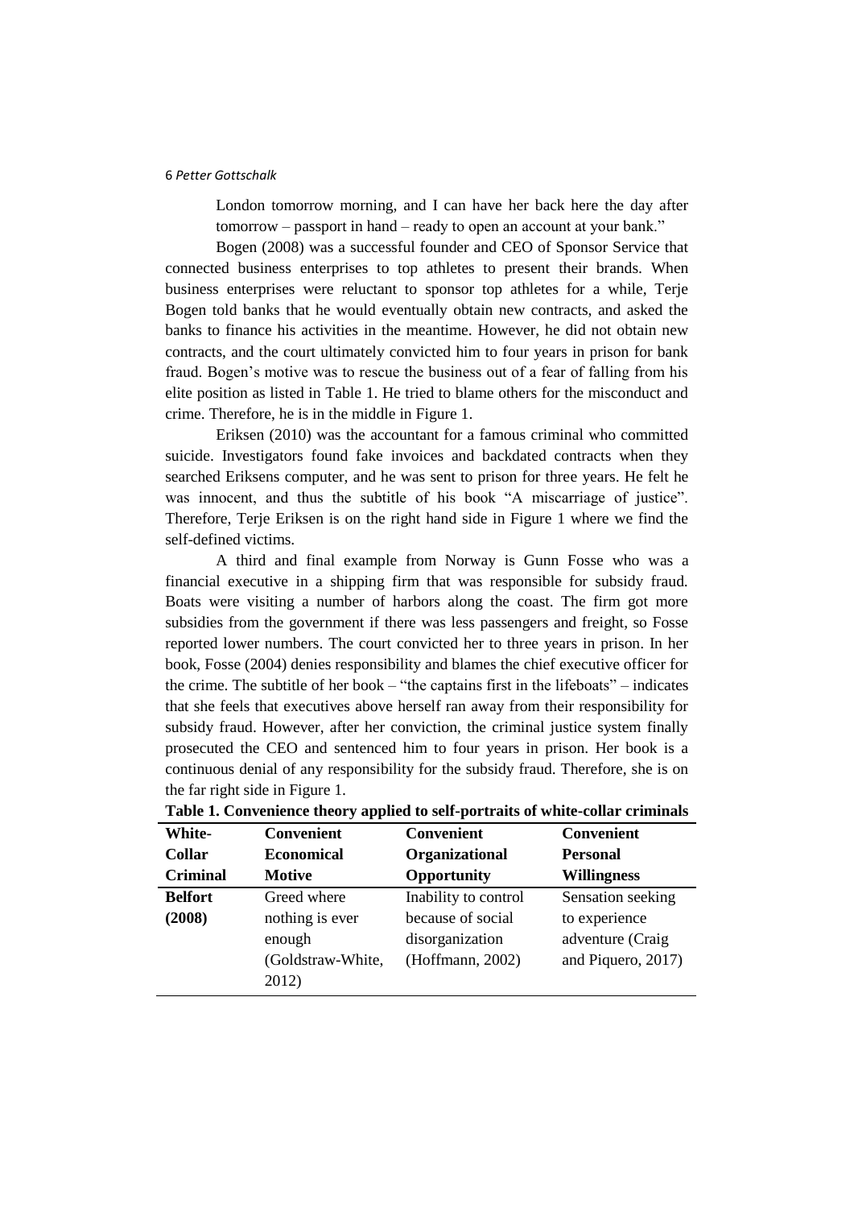London tomorrow morning, and I can have her back here the day after tomorrow – passport in hand – ready to open an account at your bank."

Bogen (2008) was a successful founder and CEO of Sponsor Service that connected business enterprises to top athletes to present their brands. When business enterprises were reluctant to sponsor top athletes for a while, Terje Bogen told banks that he would eventually obtain new contracts, and asked the banks to finance his activities in the meantime. However, he did not obtain new contracts, and the court ultimately convicted him to four years in prison for bank fraud. Bogen's motive was to rescue the business out of a fear of falling from his elite position as listed in Table 1. He tried to blame others for the misconduct and crime. Therefore, he is in the middle in Figure 1.

Eriksen (2010) was the accountant for a famous criminal who committed suicide. Investigators found fake invoices and backdated contracts when they searched Eriksens computer, and he was sent to prison for three years. He felt he was innocent, and thus the subtitle of his book "A miscarriage of justice". Therefore, Terje Eriksen is on the right hand side in Figure 1 where we find the self-defined victims.

A third and final example from Norway is Gunn Fosse who was a financial executive in a shipping firm that was responsible for subsidy fraud. Boats were visiting a number of harbors along the coast. The firm got more subsidies from the government if there was less passengers and freight, so Fosse reported lower numbers. The court convicted her to three years in prison. In her book, Fosse (2004) denies responsibility and blames the chief executive officer for the crime. The subtitle of her book – "the captains first in the lifeboats" – indicates that she feels that executives above herself ran away from their responsibility for subsidy fraud. However, after her conviction, the criminal justice system finally prosecuted the CEO and sentenced him to four years in prison. Her book is a continuous denial of any responsibility for the subsidy fraud. Therefore, she is on the far right side in Figure 1.

**Table 1. Convenience theory applied to self-portraits of white-collar criminals**

| White-Collar Criminal | Convenient Economical Motive | Convenient Organizational Opportunity | Convenient Personal Willingness |
|---|---|---|---|
| **Belfort (2008)** | Greed where nothing is ever enough (Goldstraw-White, 2012) | Inability to control because of social disorganization (Hoffmann, 2002) | Sensation seeking to experience adventure (Craig and Piquero, 2017) |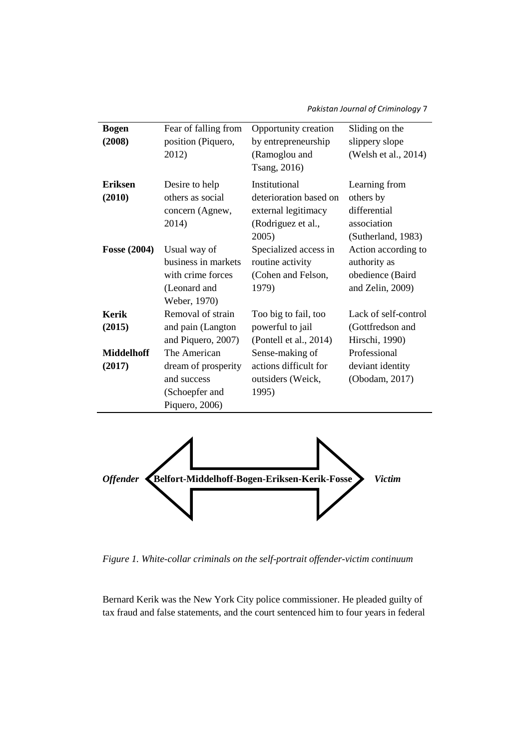| | | | |
|---|---|---|---|
| **Bogen (2008)** | Fear of falling from position (Piquero, 2012) | Opportunity creation by entrepreneurship (Ramoglou and Tsang, 2016) | Sliding on the slippery slope (Welsh et al., 2014) |
| **Eriksen (2010)** | Desire to help others as social concern (Agnew, 2014) | Institutional deterioration based on external legitimacy (Rodriguez et al., 2005) | Learning from others by differential association (Sutherland, 1983) |
| **Fosse (2004)** | Usual way of business in markets with crime forces (Leonard and Weber, 1970) | Specialized access in routine activity (Cohen and Felson, 1979) | Action according to authority as obedience (Baird and Zelin, 2009) |
| **Kerik (2015)** | Removal of strain and pain (Langton and Piquero, 2007) | Too big to fail, too powerful to jail (Pontell et al., 2014) | Lack of self-control (Gottfredson and Hirschi, 1990) |
| **Middelhoff (2017)** | The American dream of prosperity and success (Schoepfer and Piquero, 2006) | Sense-making of actions difficult for outsiders (Weick, 1995) | Professional deviant identity (Obodam, 2017) |

*Offender* **Belfort-Middelhoff-Bogen-Eriksen-Kerik-Fosse** *Victim*

*Figure 1. White-collar criminals on the self-portrait offender-victim continuum*

Bernard Kerik was the New York City police commissioner. He pleaded guilty of tax fraud and false statements, and the court sentenced him to four years in federal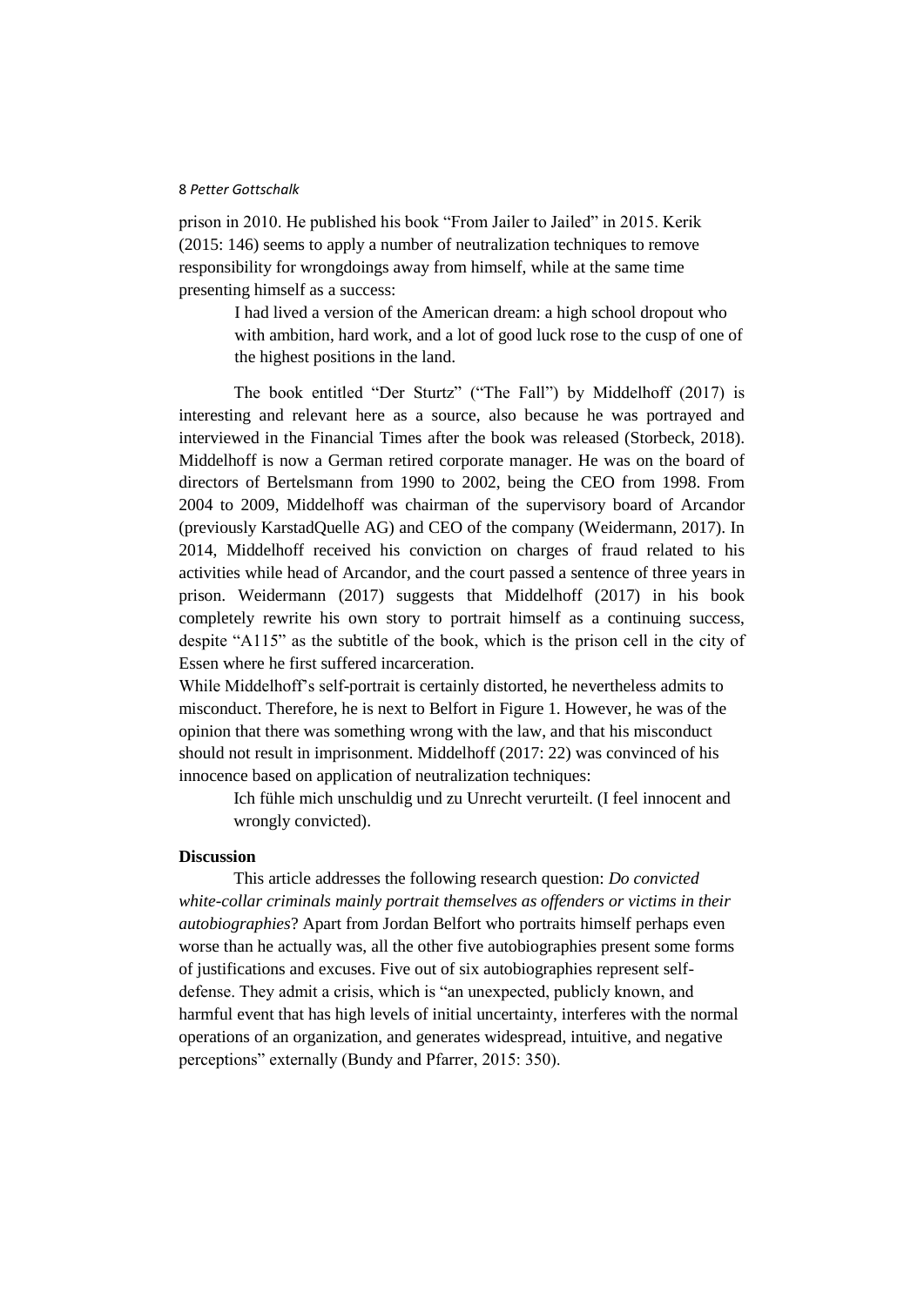prison in 2010. He published his book "From Jailer to Jailed" in 2015. Kerik (2015: 146) seems to apply a number of neutralization techniques to remove responsibility for wrongdoings away from himself, while at the same time presenting himself as a success:

> I had lived a version of the American dream: a high school dropout who with ambition, hard work, and a lot of good luck rose to the cusp of one of the highest positions in the land.

The book entitled "Der Sturtz" ("The Fall") by Middelhoff (2017) is interesting and relevant here as a source, also because he was portrayed and interviewed in the Financial Times after the book was released (Storbeck, 2018). Middelhoff is now a German retired corporate manager. He was on the board of directors of Bertelsmann from 1990 to 2002, being the CEO from 1998. From 2004 to 2009, Middelhoff was chairman of the supervisory board of Arcandor (previously KarstadQuelle AG) and CEO of the company (Weidermann, 2017). In 2014, Middelhoff received his conviction on charges of fraud related to his activities while head of Arcandor, and the court passed a sentence of three years in prison. Weidermann (2017) suggests that Middelhoff (2017) in his book completely rewrite his own story to portrait himself as a continuing success, despite "A115" as the subtitle of the book, which is the prison cell in the city of Essen where he first suffered incarceration.

While Middelhoff's self-portrait is certainly distorted, he nevertheless admits to misconduct. Therefore, he is next to Belfort in Figure 1. However, he was of the opinion that there was something wrong with the law, and that his misconduct should not result in imprisonment. Middelhoff (2017: 22) was convinced of his innocence based on application of neutralization techniques:

> Ich fühle mich unschuldig und zu Unrecht verurteilt. (I feel innocent and wrongly convicted).

**Discussion**

This article addresses the following research question: *Do convicted white-collar criminals mainly portrait themselves as offenders or victims in their autobiographies*? Apart from Jordan Belfort who portraits himself perhaps even worse than he actually was, all the other five autobiographies present some forms of justifications and excuses. Five out of six autobiographies represent self-defense. They admit a crisis, which is "an unexpected, publicly known, and harmful event that has high levels of initial uncertainty, interferes with the normal operations of an organization, and generates widespread, intuitive, and negative perceptions" externally (Bundy and Pfarrer, 2015: 350).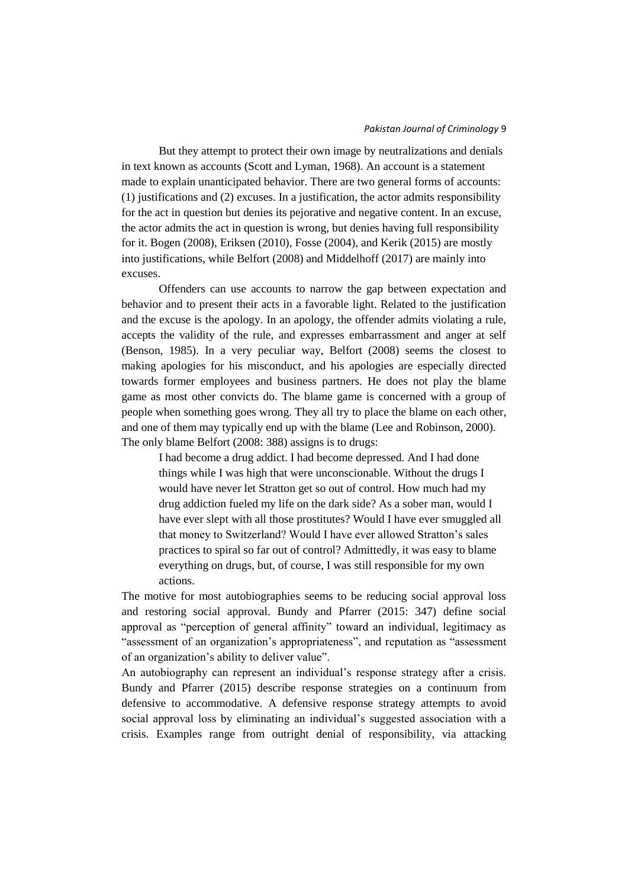But they attempt to protect their own image by neutralizations and denials in text known as accounts (Scott and Lyman, 1968). An account is a statement made to explain unanticipated behavior. There are two general forms of accounts: (1) justifications and (2) excuses. In a justification, the actor admits responsibility for the act in question but denies its pejorative and negative content. In an excuse, the actor admits the act in question is wrong, but denies having full responsibility for it. Bogen (2008), Eriksen (2010), Fosse (2004), and Kerik (2015) are mostly into justifications, while Belfort (2008) and Middelhoff (2017) are mainly into excuses.

Offenders can use accounts to narrow the gap between expectation and behavior and to present their acts in a favorable light. Related to the justification and the excuse is the apology. In an apology, the offender admits violating a rule, accepts the validity of the rule, and expresses embarrassment and anger at self (Benson, 1985). In a very peculiar way, Belfort (2008) seems the closest to making apologies for his misconduct, and his apologies are especially directed towards former employees and business partners. He does not play the blame game as most other convicts do. The blame game is concerned with a group of people when something goes wrong. They all try to place the blame on each other, and one of them may typically end up with the blame (Lee and Robinson, 2000). The only blame Belfort (2008: 388) assigns is to drugs:

> I had become a drug addict. I had become depressed. And I had done things while I was high that were unconscionable. Without the drugs I would have never let Stratton get so out of control. How much had my drug addiction fueled my life on the dark side? As a sober man, would I have ever slept with all those prostitutes? Would I have ever smuggled all that money to Switzerland? Would I have ever allowed Stratton's sales practices to spiral so far out of control? Admittedly, it was easy to blame everything on drugs, but, of course, I was still responsible for my own actions.

The motive for most autobiographies seems to be reducing social approval loss and restoring social approval. Bundy and Pfarrer (2015: 347) define social approval as "perception of general affinity" toward an individual, legitimacy as "assessment of an organization's appropriateness", and reputation as "assessment of an organization's ability to deliver value".

An autobiography can represent an individual's response strategy after a crisis. Bundy and Pfarrer (2015) describe response strategies on a continuum from defensive to accommodative. A defensive response strategy attempts to avoid social approval loss by eliminating an individual's suggested association with a crisis. Examples range from outright denial of responsibility, via attacking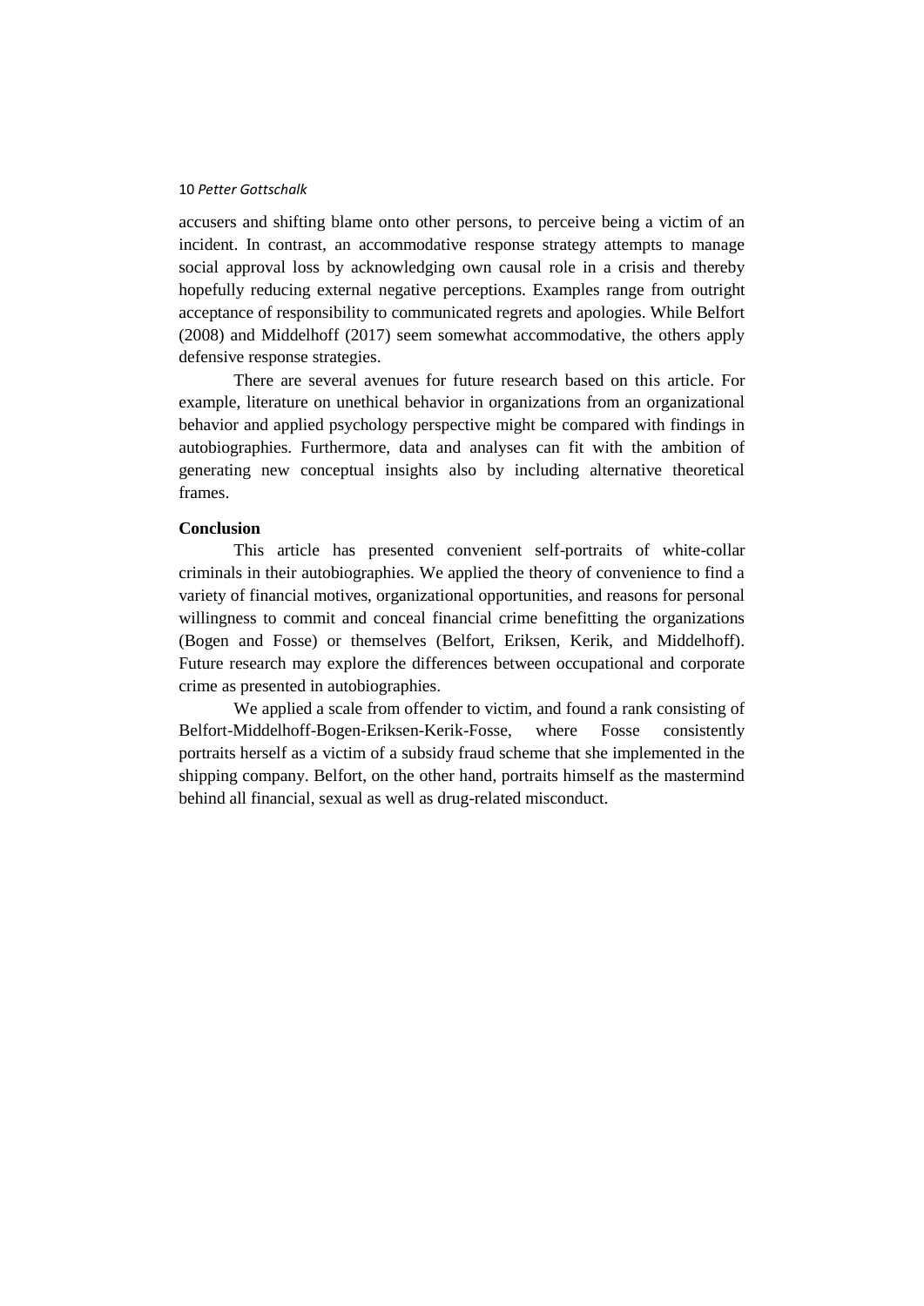accusers and shifting blame onto other persons, to perceive being a victim of an incident. In contrast, an accommodative response strategy attempts to manage social approval loss by acknowledging own causal role in a crisis and thereby hopefully reducing external negative perceptions. Examples range from outright acceptance of responsibility to communicated regrets and apologies. While Belfort (2008) and Middelhoff (2017) seem somewhat accommodative, the others apply defensive response strategies.

There are several avenues for future research based on this article. For example, literature on unethical behavior in organizations from an organizational behavior and applied psychology perspective might be compared with findings in autobiographies. Furthermore, data and analyses can fit with the ambition of generating new conceptual insights also by including alternative theoretical frames.

**Conclusion**

This article has presented convenient self-portraits of white-collar criminals in their autobiographies. We applied the theory of convenience to find a variety of financial motives, organizational opportunities, and reasons for personal willingness to commit and conceal financial crime benefitting the organizations (Bogen and Fosse) or themselves (Belfort, Eriksen, Kerik, and Middelhoff). Future research may explore the differences between occupational and corporate crime as presented in autobiographies.

We applied a scale from offender to victim, and found a rank consisting of Belfort-Middelhoff-Bogen-Eriksen-Kerik-Fosse, where Fosse consistently portraits herself as a victim of a subsidy fraud scheme that she implemented in the shipping company. Belfort, on the other hand, portraits himself as the mastermind behind all financial, sexual as well as drug-related misconduct.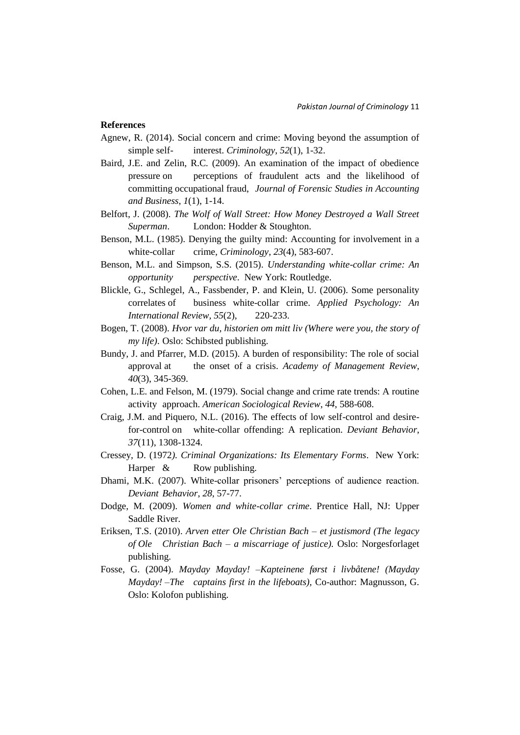**References**

Agnew, R. (2014). Social concern and crime: Moving beyond the assumption of simple self- interest. *Criminology*, *52*(1), 1-32.

Baird, J.E. and Zelin, R.C. (2009). An examination of the impact of obedience pressure on perceptions of fraudulent acts and the likelihood of committing occupational fraud, *Journal of Forensic Studies in Accounting and Business*, *1*(1), 1-14.

Belfort, J. (2008). *The Wolf of Wall Street: How Money Destroyed a Wall Street Superman*. London: Hodder & Stoughton.

Benson, M.L. (1985). Denying the guilty mind: Accounting for involvement in a white-collar crime, *Criminology*, *23*(4), 583-607.

Benson, M.L. and Simpson, S.S. (2015). *Understanding white-collar crime: An opportunity perspective*. New York: Routledge.

Blickle, G., Schlegel, A., Fassbender, P. and Klein, U. (2006). Some personality correlates of business white-collar crime. *Applied Psychology: An International Review*, *55*(2), 220-233.

Bogen, T. (2008). *Hvor var du, historien om mitt liv (Where were you, the story of my life)*. Oslo: Schibsted publishing.

Bundy, J. and Pfarrer, M.D. (2015). A burden of responsibility: The role of social approval at the onset of a crisis. *Academy of Management Review*, *40*(3), 345-369.

Cohen, L.E. and Felson, M. (1979). Social change and crime rate trends: A routine activity approach. *American Sociological Review*, *44*, 588-608.

Craig, J.M. and Piquero, N.L. (2016). The effects of low self-control and desire-for-control on white-collar offending: A replication. *Deviant Behavior*, *37*(11), 1308-1324.

Cressey, D. (1972*). Criminal Organizations: Its Elementary Forms*. New York: Harper & Row publishing.

Dhami, M.K. (2007). White-collar prisoners' perceptions of audience reaction. *Deviant Behavior*, *28*, 57-77.

Dodge, M. (2009). *Women and white-collar crime*. Prentice Hall, NJ: Upper Saddle River.

Eriksen, T.S. (2010). *Arven etter Ole Christian Bach – et justismord (The legacy of Ole Christian Bach – a miscarriage of justice).* Oslo: Norgesforlaget publishing.

Fosse, G. (2004). *Mayday Mayday! –Kapteinene først i livbåtene! (Mayday Mayday! –The captains first in the lifeboats),* Co-author: Magnusson, G. Oslo: Kolofon publishing.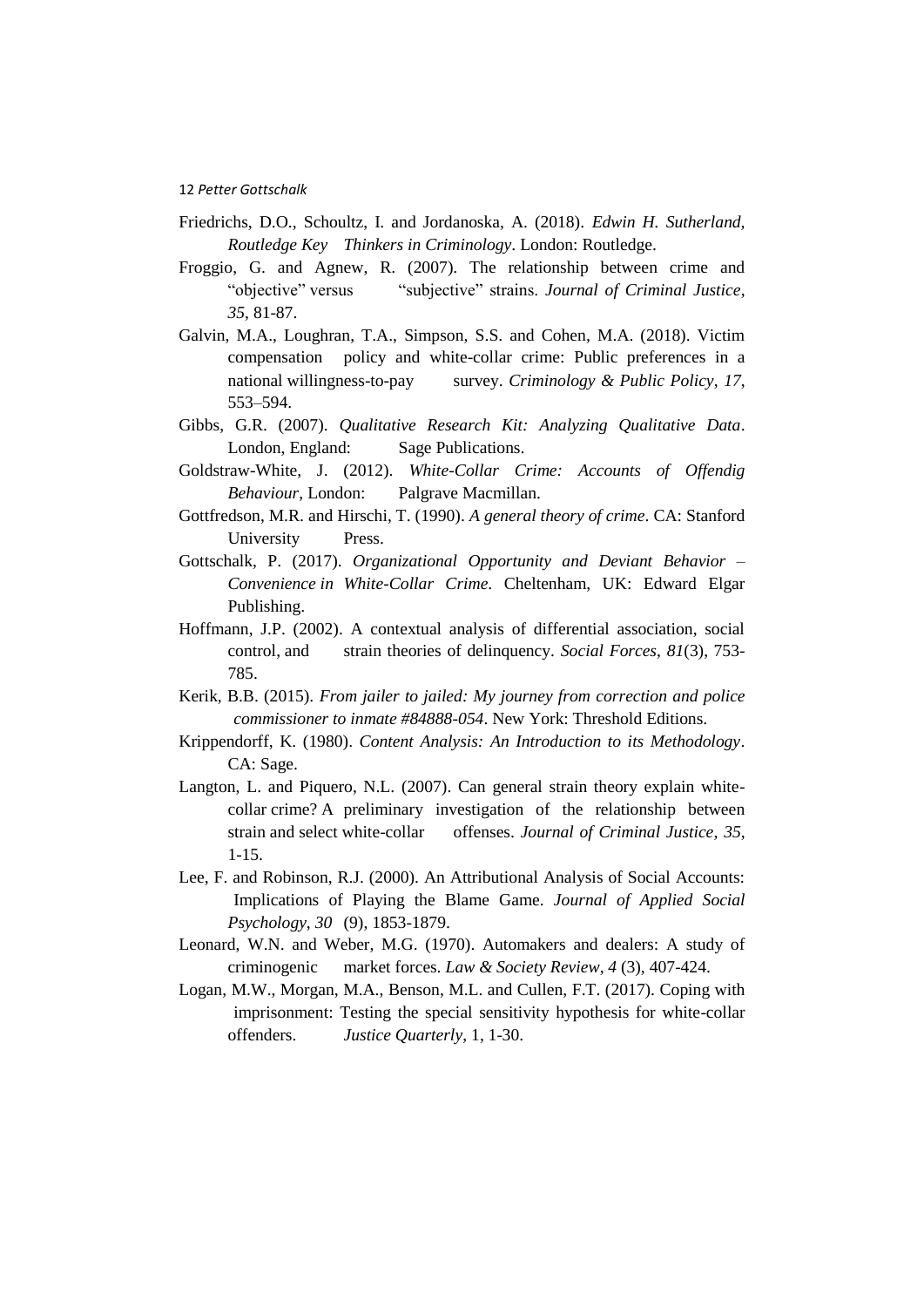Friedrichs, D.O., Schoultz, I. and Jordanoska, A. (2018). *Edwin H. Sutherland, Routledge Key Thinkers in Criminology*. London: Routledge.

Froggio, G. and Agnew, R. (2007). The relationship between crime and "objective" versus "subjective" strains. *Journal of Criminal Justice*, *35*, 81-87.

Galvin, M.A., Loughran, T.A., Simpson, S.S. and Cohen, M.A. (2018). Victim compensation policy and white-collar crime: Public preferences in a national willingness-to-pay survey. *Criminology & Public Policy*, *17*, 553–594.

Gibbs, G.R. (2007). *Qualitative Research Kit: Analyzing Qualitative Data*. London, England: Sage Publications.

Goldstraw-White, J. (2012). *White-Collar Crime: Accounts of Offendig Behaviour*, London: Palgrave Macmillan.

Gottfredson, M.R. and Hirschi, T. (1990). *A general theory of crime*. CA: Stanford University Press.

Gottschalk, P. (2017). *Organizational Opportunity and Deviant Behavior – Convenience in White-Collar Crime*. Cheltenham, UK: Edward Elgar Publishing.

Hoffmann, J.P. (2002). A contextual analysis of differential association, social control, and strain theories of delinquency. *Social Forces*, *81*(3), 753-785.

Kerik, B.B. (2015). *From jailer to jailed: My journey from correction and police commissioner to inmate #84888-054*. New York: Threshold Editions.

Krippendorff, K. (1980). *Content Analysis: An Introduction to its Methodology*. CA: Sage.

Langton, L. and Piquero, N.L. (2007). Can general strain theory explain white-collar crime? A preliminary investigation of the relationship between strain and select white-collar offenses. *Journal of Criminal Justice*, *35*, 1-15.

Lee, F. and Robinson, R.J. (2000). An Attributional Analysis of Social Accounts: Implications of Playing the Blame Game. *Journal of Applied Social Psychology*, *30* (9), 1853-1879.

Leonard, W.N. and Weber, M.G. (1970). Automakers and dealers: A study of criminogenic market forces. *Law & Society Review*, *4* (3), 407-424.

Logan, M.W., Morgan, M.A., Benson, M.L. and Cullen, F.T. (2017). Coping with imprisonment: Testing the special sensitivity hypothesis for white-collar offenders. *Justice Quarterly*, 1, 1-30.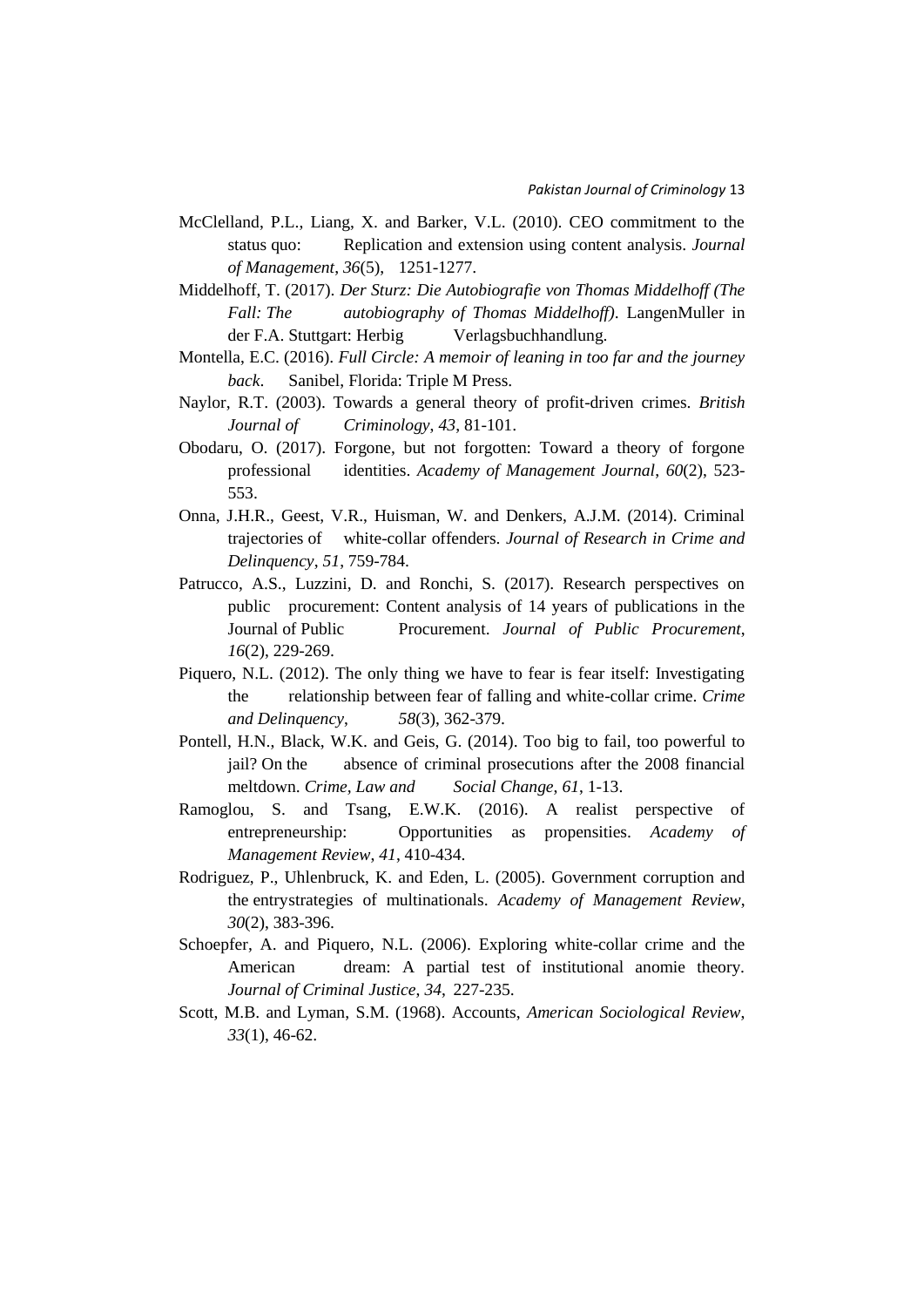McClelland, P.L., Liang, X. and Barker, V.L. (2010). CEO commitment to the status quo: Replication and extension using content analysis. *Journal of Management*, *36*(5), 1251-1277.

Middelhoff, T. (2017). *Der Sturz: Die Autobiografie von Thomas Middelhoff (The Fall: The autobiography of Thomas Middelhoff)*. LangenMuller in der F.A. Stuttgart: Herbig Verlagsbuchhandlung.

Montella, E.C. (2016). *Full Circle: A memoir of leaning in too far and the journey back*. Sanibel, Florida: Triple M Press.

Naylor, R.T. (2003). Towards a general theory of profit-driven crimes. *British Journal of Criminology*, *43*, 81-101.

Obodaru, O. (2017). Forgone, but not forgotten: Toward a theory of forgone professional identities. *Academy of Management Journal*, *60*(2), 523-553.

Onna, J.H.R., Geest, V.R., Huisman, W. and Denkers, A.J.M. (2014). Criminal trajectories of white-collar offenders. *Journal of Research in Crime and Delinquency*, *51*, 759-784.

Patrucco, A.S., Luzzini, D. and Ronchi, S. (2017). Research perspectives on public procurement: Content analysis of 14 years of publications in the Journal of Public Procurement. *Journal of Public Procurement*, *16*(2), 229-269.

Piquero, N.L. (2012). The only thing we have to fear is fear itself: Investigating the relationship between fear of falling and white-collar crime. *Crime and Delinquency*, *58*(3), 362-379.

Pontell, H.N., Black, W.K. and Geis, G. (2014). Too big to fail, too powerful to jail? On the absence of criminal prosecutions after the 2008 financial meltdown. *Crime, Law and Social Change*, *61*, 1-13.

Ramoglou, S. and Tsang, E.W.K. (2016). A realist perspective of entrepreneurship: Opportunities as propensities. *Academy of Management Review*, *41*, 410-434.

Rodriguez, P., Uhlenbruck, K. and Eden, L. (2005). Government corruption and the entrystrategies of multinationals. *Academy of Management Review*, *30*(2), 383-396.

Schoepfer, A. and Piquero, N.L. (2006). Exploring white-collar crime and the American dream: A partial test of institutional anomie theory. *Journal of Criminal Justice*, *34*, 227-235.

Scott, M.B. and Lyman, S.M. (1968). Accounts, *American Sociological Review*, *33*(1), 46-62.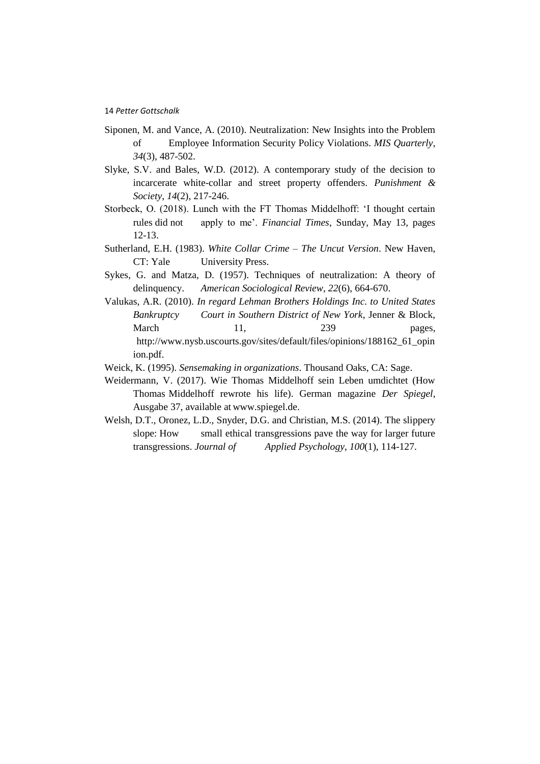Siponen, M. and Vance, A. (2010). Neutralization: New Insights into the Problem of Employee Information Security Policy Violations. *MIS Quarterly*, *34*(3), 487-502.

Slyke, S.V. and Bales, W.D. (2012). A contemporary study of the decision to incarcerate white-collar and street property offenders. *Punishment & Society*, *14*(2), 217-246.

Storbeck, O. (2018). Lunch with the FT Thomas Middelhoff: 'I thought certain rules did not apply to me'. *Financial Times*, Sunday, May 13, pages 12-13.

Sutherland, E.H. (1983). *White Collar Crime – The Uncut Version*. New Haven, CT: Yale University Press.

Sykes, G. and Matza, D. (1957). Techniques of neutralization: A theory of delinquency. *American Sociological Review*, *22*(6), 664-670.

Valukas, A.R. (2010). *In regard Lehman Brothers Holdings Inc. to United States Bankruptcy Court in Southern District of New York*, Jenner & Block, March 11, 239 pages, http://www.nysb.uscourts.gov/sites/default/files/opinions/188162_61_opinion.pdf.

Weick, K. (1995). *Sensemaking in organizations*. Thousand Oaks, CA: Sage.

Weidermann, V. (2017). Wie Thomas Middelhoff sein Leben umdichtet (How Thomas Middelhoff rewrote his life). German magazine *Der Spiegel*, Ausgabe 37, available at www.spiegel.de.

Welsh, D.T., Oronez, L.D., Snyder, D.G. and Christian, M.S. (2014). The slippery slope: How small ethical transgressions pave the way for larger future transgressions. *Journal of Applied Psychology*, *100*(1), 114-127.